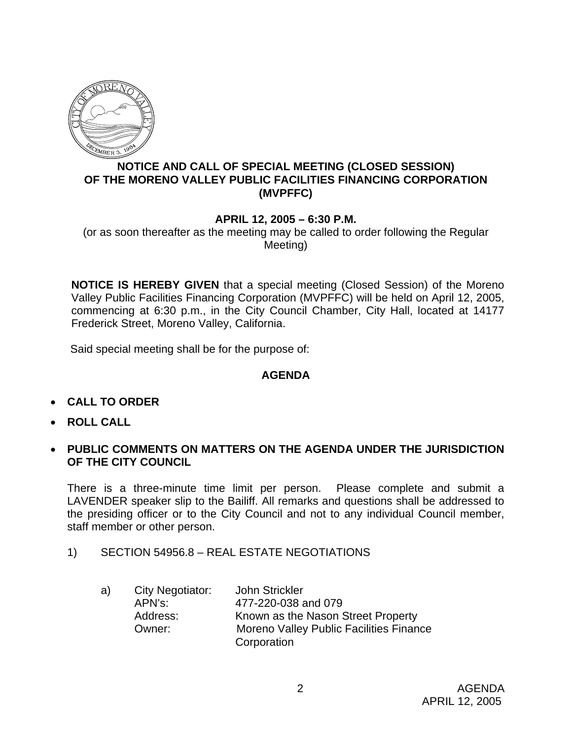**NOTICE AND CALL OF SPECIAL MEETING (CLOSED SESSION) OF THE MORENO VALLEY PUBLIC FACILITIES FINANCING CORPORATION (MVPFFC)**

**APRIL 12, 2005 – 6:30 P.M.**

(or as soon thereafter as the meeting may be called to order following the Regular Meeting)

**NOTICE IS HEREBY GIVEN** that a special meeting (Closed Session) of the Moreno Valley Public Facilities Financing Corporation (MVPFFC) will be held on April 12, 2005, commencing at 6:30 p.m., in the City Council Chamber, City Hall, located at 14177 Frederick Street, Moreno Valley, California.

Said special meeting shall be for the purpose of:

**AGENDA**

- **CALL TO ORDER**
- **ROLL CALL**
- **PUBLIC COMMENTS ON MATTERS ON THE AGENDA UNDER THE JURISDICTION OF THE CITY COUNCIL**

There is a three-minute time limit per person. Please complete and submit a LAVENDER speaker slip to the Bailiff. All remarks and questions shall be addressed to the presiding officer or to the City Council and not to any individual Council member, staff member or other person.

1) SECTION 54956.8 – REAL ESTATE NEGOTIATIONS

a) City Negotiator: John Strickler
   APN's: 477-220-038 and 079
   Address: Known as the Nason Street Property
   Owner: Moreno Valley Public Facilities Finance Corporation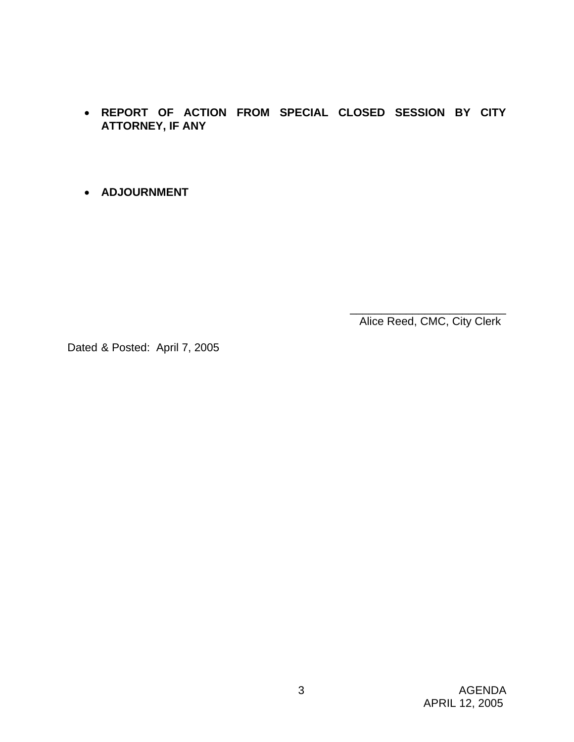- **REPORT OF ACTION FROM SPECIAL CLOSED SESSION BY CITY ATTORNEY, IF ANY**

- **ADJOURNMENT**

\_\_\_\_\_\_\_\_\_\_\_\_\_\_\_\_\_\_\_\_\_\_\_\_\_\_\_\_
Alice Reed, CMC, City Clerk

Dated & Posted: April 7, 2005